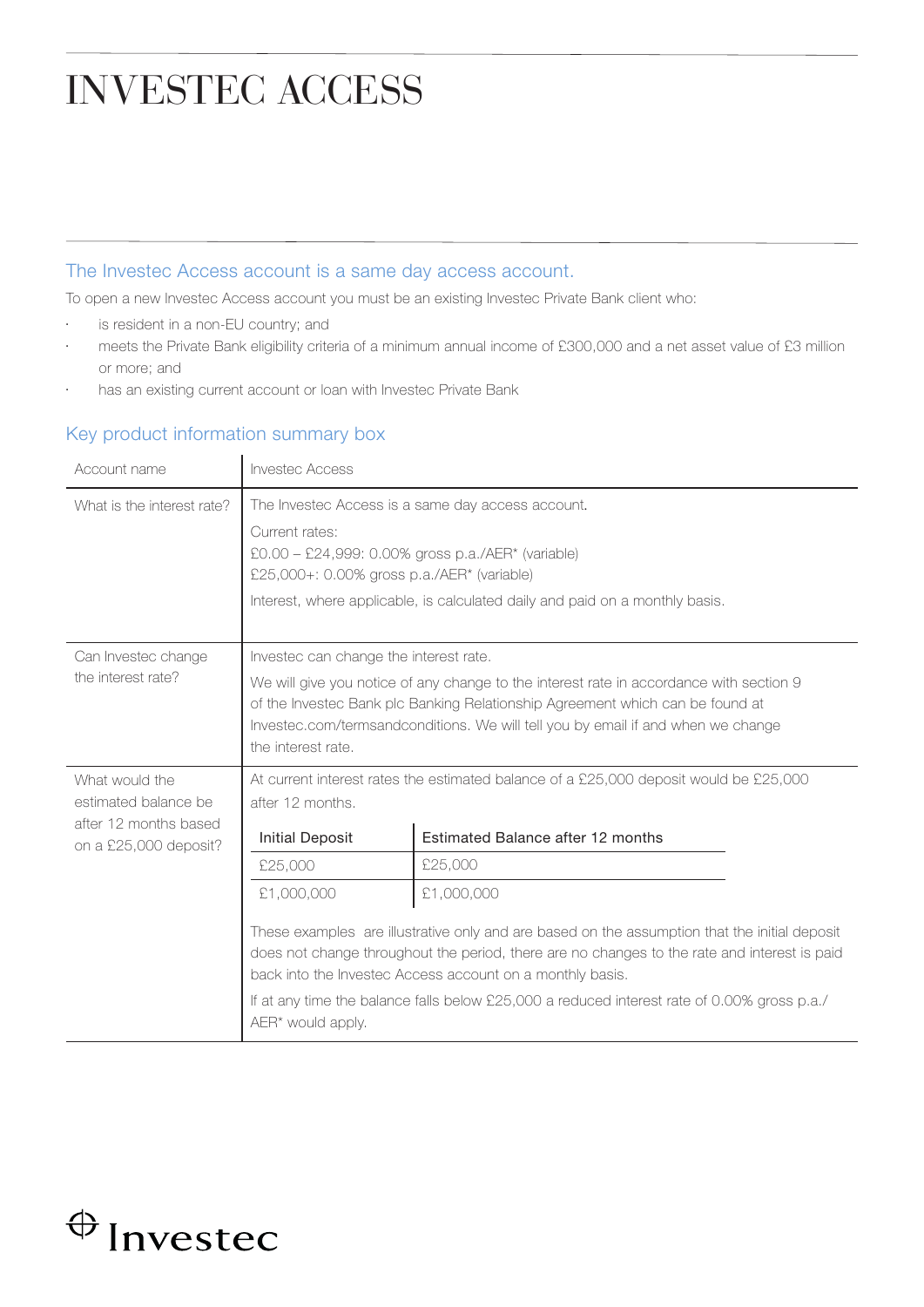# INVESTEC ACCESS

## The Investec Access account is a same day access account.

To open a new Investec Access account you must be an existing Investec Private Bank client who:

- is resident in a non-EU country; and
- meets the Private Bank eligibility criteria of a minimum annual income of £300,000 and a net asset value of £3 million or more; and
- has an existing current account or loan with Investec Private Bank

## Key product information summary box

| Account name | Investec Access |
|---|---|
| What is the interest rate? | The Investec Access is a same day access account.<br>Current rates:<br>£0.00 – £24,999: 0.00% gross p.a./AER* (variable)<br>£25,000+: 0.00% gross p.a./AER* (variable)<br>Interest, where applicable, is calculated daily and paid on a monthly basis. |
| Can Investec change the interest rate? | Investec can change the interest rate.<br>We will give you notice of any change to the interest rate in accordance with section 9 of the Investec Bank plc Banking Relationship Agreement which can be found at Investec.com/termsandconditions. We will tell you by email if and when we change the interest rate. |
| What would the estimated balance be after 12 months based on a £25,000 deposit? | At current interest rates the estimated balance of a £25,000 deposit would be £25,000 after 12 months.<br><br>Initial Deposit – Estimated Balance after 12 months<br>£25,000 – £25,000<br>£1,000,000 – £1,000,000<br><br>These examples are illustrative only and are based on the assumption that the initial deposit does not change throughout the period, there are no changes to the rate and interest is paid back into the Investec Access account on a monthly basis.<br>If at any time the balance falls below £25,000 a reduced interest rate of 0.00% gross p.a./AER* would apply. |

| Initial Deposit | Estimated Balance after 12 months |
|---|---|
| £25,000 | £25,000 |
| £1,000,000 | £1,000,000 |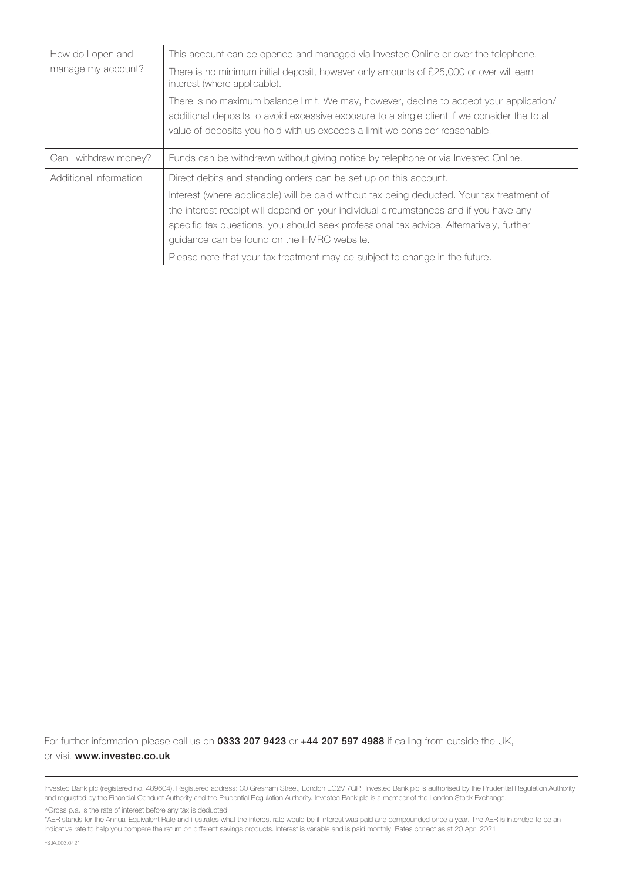| | |
|---|---|
| How do I open and manage my account? | This account can be opened and managed via Investec Online or over the telephone.<br><br>There is no minimum initial deposit, however only amounts of £25,000 or over will earn interest (where applicable).<br><br>There is no maximum balance limit. We may, however, decline to accept your application/ additional deposits to avoid excessive exposure to a single client if we consider the total value of deposits you hold with us exceeds a limit we consider reasonable. |
| Can I withdraw money? | Funds can be withdrawn without giving notice by telephone or via Investec Online. |
| Additional information | Direct debits and standing orders can be set up on this account.<br><br>Interest (where applicable) will be paid without tax being deducted. Your tax treatment of the interest receipt will depend on your individual circumstances and if you have any specific tax questions, you should seek professional tax advice. Alternatively, further guidance can be found on the HMRC website.<br><br>Please note that your tax treatment may be subject to change in the future. |

For further information please call us on **0333 207 9423** or **+44 207 597 4988** if calling from outside the UK, or visit **www.investec.co.uk**

Investec Bank plc (registered no. 489604). Registered address: 30 Gresham Street, London EC2V 7QP. Investec Bank plc is authorised by the Prudential Regulation Authority and regulated by the Financial Conduct Authority and the Prudential Regulation Authority. Investec Bank plc is a member of the London Stock Exchange.

^Gross p.a. is the rate of interest before any tax is deducted.

*AER stands for the Annual Equivalent Rate and illustrates what the interest rate would be if interest was paid and compounded once a year. The AER is intended to be an indicative rate to help you compare the return on different savings products. Interest is variable and is paid monthly. Rates correct as at 20 April 2021.

FS.IA.003.0421